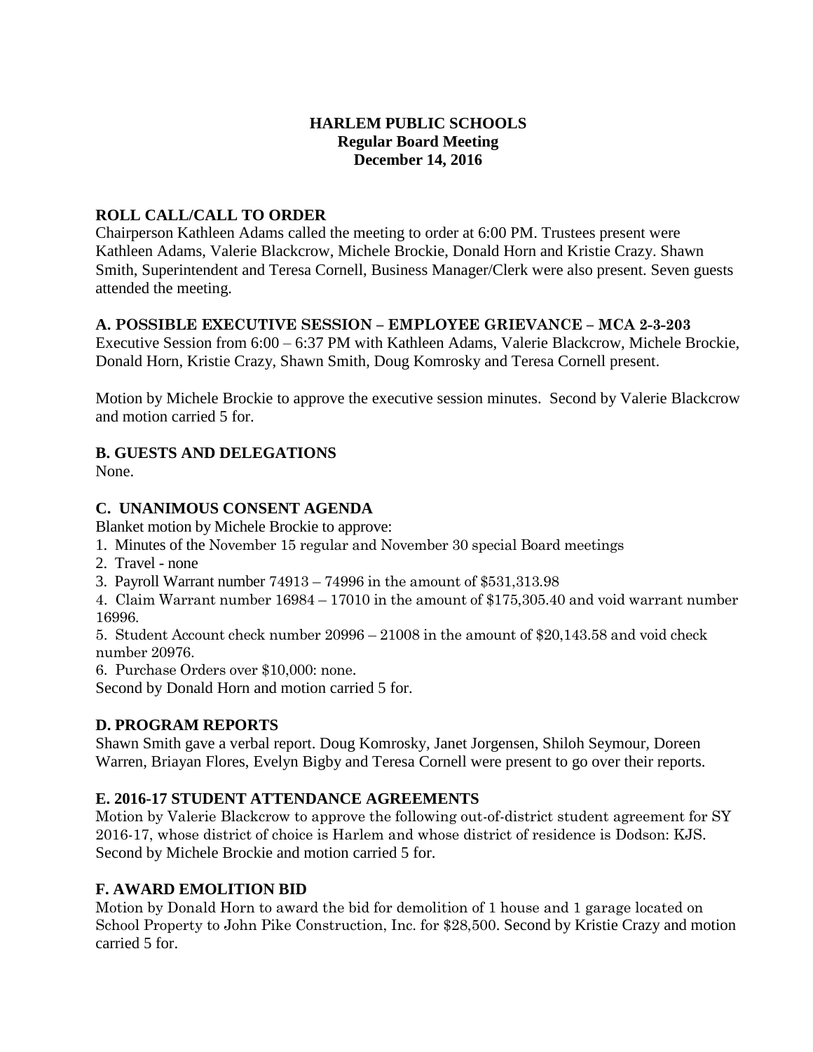# HARLEM PUBLIC SCHOOLS
## Regular Board Meeting
## December 14, 2016

### ROLL CALL/CALL TO ORDER

Chairperson Kathleen Adams called the meeting to order at 6:00 PM. Trustees present were Kathleen Adams, Valerie Blackcrow, Michele Brockie, Donald Horn and Kristie Crazy. Shawn Smith, Superintendent and Teresa Cornell, Business Manager/Clerk were also present. Seven guests attended the meeting.

### A. POSSIBLE EXECUTIVE SESSION – EMPLOYEE GRIEVANCE – MCA 2-3-203

Executive Session from 6:00 – 6:37 PM with Kathleen Adams, Valerie Blackcrow, Michele Brockie, Donald Horn, Kristie Crazy, Shawn Smith, Doug Komrosky and Teresa Cornell present.

Motion by Michele Brockie to approve the executive session minutes. Second by Valerie Blackcrow and motion carried 5 for.

### B. GUESTS AND DELEGATIONS

None.

### C. UNANIMOUS CONSENT AGENDA

Blanket motion by Michele Brockie to approve:

1. Minutes of the November 15 regular and November 30 special Board meetings
2. Travel - none
3. Payroll Warrant number 74913 – 74996 in the amount of $531,313.98
4. Claim Warrant number 16984 – 17010 in the amount of $175,305.40 and void warrant number 16996.
5. Student Account check number 20996 – 21008 in the amount of $20,143.58 and void check number 20976.
6. Purchase Orders over $10,000: none.

Second by Donald Horn and motion carried 5 for.

### D. PROGRAM REPORTS

Shawn Smith gave a verbal report. Doug Komrosky, Janet Jorgensen, Shiloh Seymour, Doreen Warren, Briayan Flores, Evelyn Bigby and Teresa Cornell were present to go over their reports.

### E. 2016-17 STUDENT ATTENDANCE AGREEMENTS

Motion by Valerie Blackcrow to approve the following out-of-district student agreement for SY 2016-17, whose district of choice is Harlem and whose district of residence is Dodson: KJS. Second by Michele Brockie and motion carried 5 for.

### F. AWARD EMOLITION BID

Motion by Donald Horn to award the bid for demolition of 1 house and 1 garage located on School Property to John Pike Construction, Inc. for $28,500. Second by Kristie Crazy and motion carried 5 for.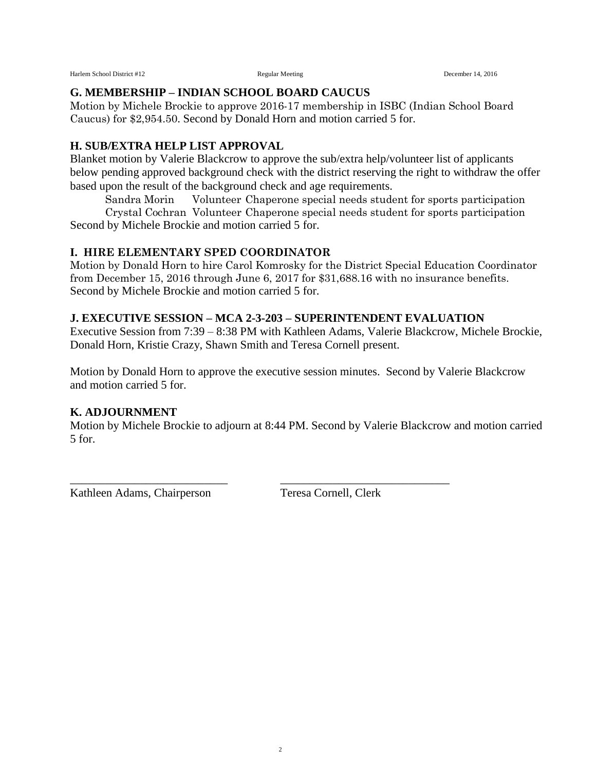## G. MEMBERSHIP – INDIAN SCHOOL BOARD CAUCUS

Motion by Michele Brockie to approve 2016-17 membership in ISBC (Indian School Board Caucus) for $2,954.50. Second by Donald Horn and motion carried 5 for.

## H. SUB/EXTRA HELP LIST APPROVAL

Blanket motion by Valerie Blackcrow to approve the sub/extra help/volunteer list of applicants below pending approved background check with the district reserving the right to withdraw the offer based upon the result of the background check and age requirements.

| | | |
|---|---|---|
| Sandra Morin | Volunteer | Chaperone special needs student for sports participation |
| Crystal Cochran | Volunteer | Chaperone special needs student for sports participation |

Second by Michele Brockie and motion carried 5 for.

## I. HIRE ELEMENTARY SPED COORDINATOR

Motion by Donald Horn to hire Carol Komrosky for the District Special Education Coordinator from December 15, 2016 through June 6, 2017 for $31,688.16 with no insurance benefits. Second by Michele Brockie and motion carried 5 for.

## J. EXECUTIVE SESSION – MCA 2-3-203 – SUPERINTENDENT EVALUATION

Executive Session from 7:39 – 8:38 PM with Kathleen Adams, Valerie Blackcrow, Michele Brockie, Donald Horn, Kristie Crazy, Shawn Smith and Teresa Cornell present.

Motion by Donald Horn to approve the executive session minutes. Second by Valerie Blackcrow and motion carried 5 for.

## K. ADJOURNMENT

Motion by Michele Brockie to adjourn at 8:44 PM. Second by Valerie Blackcrow and motion carried 5 for.

\_\_\_\_\_\_\_\_\_\_\_\_\_\_\_\_\_\_\_\_\_\_\_\_\_\_\_\_ \_\_\_\_\_\_\_\_\_\_\_\_\_\_\_\_\_\_\_\_\_\_\_\_\_\_\_\_\_\_

Kathleen Adams, Chairperson Teresa Cornell, Clerk